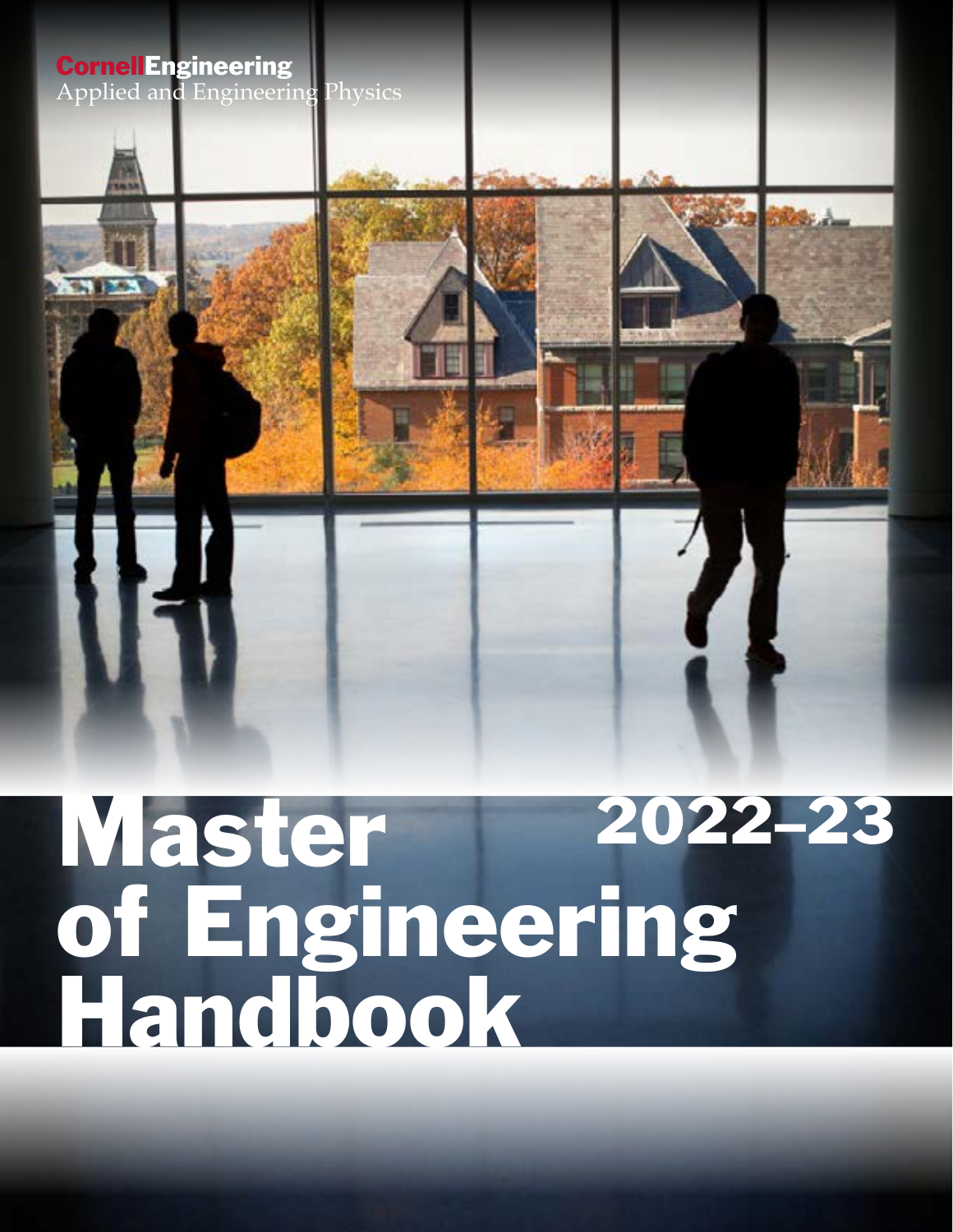**Cornell Engineering**
Applied and Engineering Physics

# Master of Engineering Handbook

# 2022–23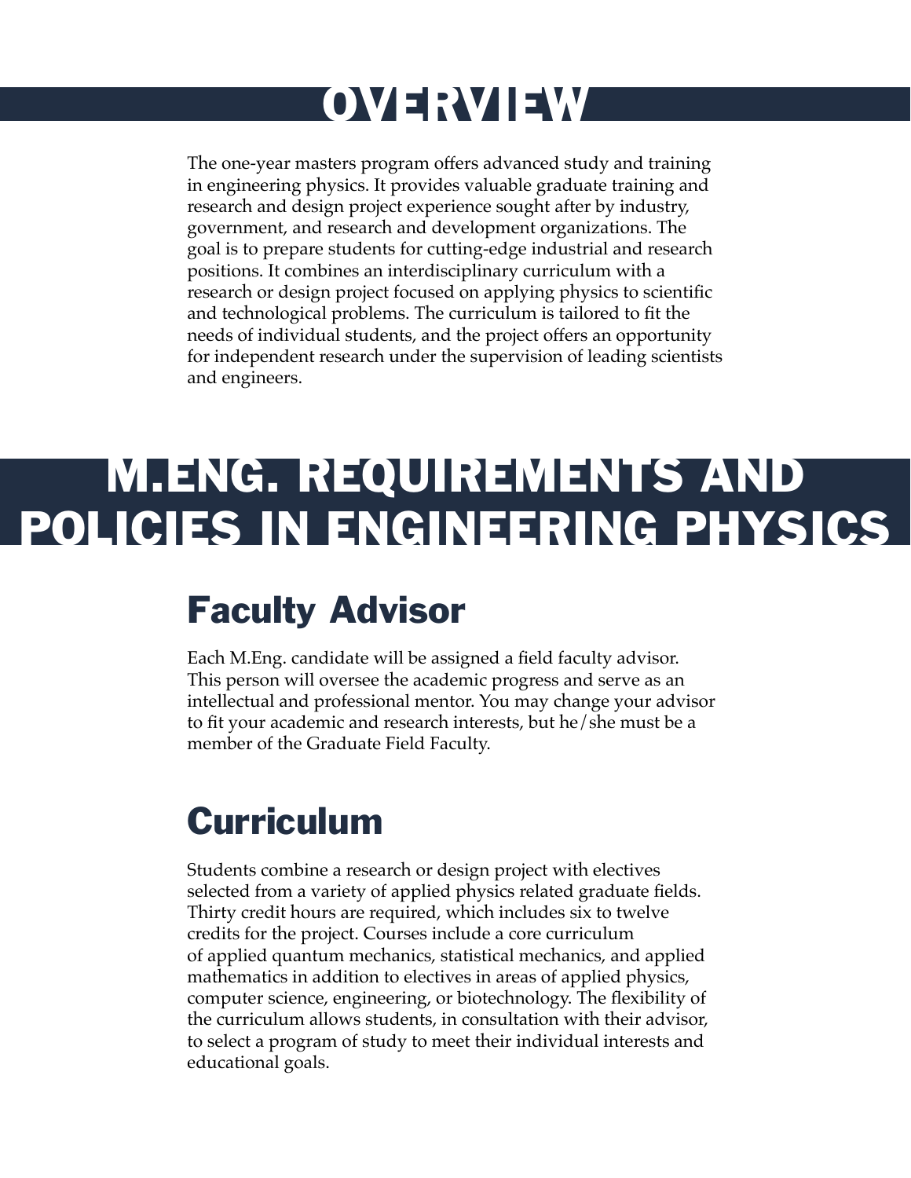# OVERVIEW

The one-year masters program offers advanced study and training in engineering physics. It provides valuable graduate training and research and design project experience sought after by industry, government, and research and development organizations. The goal is to prepare students for cutting-edge industrial and research positions. It combines an interdisciplinary curriculum with a research or design project focused on applying physics to scientific and technological problems. The curriculum is tailored to fit the needs of individual students, and the project offers an opportunity for independent research under the supervision of leading scientists and engineers.

# M.ENG. REQUIREMENTS AND POLICIES IN ENGINEERING PHYSICS

## Faculty Advisor

Each M.Eng. candidate will be assigned a field faculty advisor. This person will oversee the academic progress and serve as an intellectual and professional mentor. You may change your advisor to fit your academic and research interests, but he/she must be a member of the Graduate Field Faculty.

## Curriculum

Students combine a research or design project with electives selected from a variety of applied physics related graduate fields. Thirty credit hours are required, which includes six to twelve credits for the project. Courses include a core curriculum of applied quantum mechanics, statistical mechanics, and applied mathematics in addition to electives in areas of applied physics, computer science, engineering, or biotechnology. The flexibility of the curriculum allows students, in consultation with their advisor, to select a program of study to meet their individual interests and educational goals.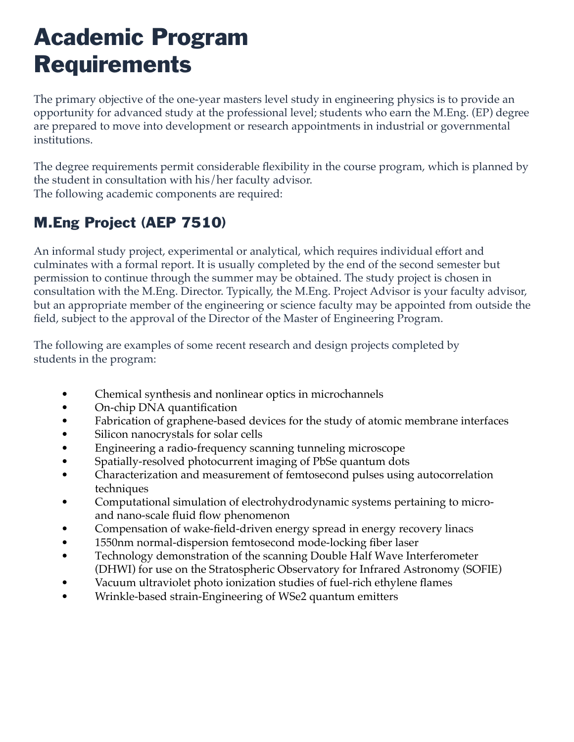# Academic Program Requirements

The primary objective of the one-year masters level study in engineering physics is to provide an opportunity for advanced study at the professional level; students who earn the M.Eng. (EP) degree are prepared to move into development or research appointments in industrial or governmental institutions.

The degree requirements permit considerable flexibility in the course program, which is planned by the student in consultation with his/her faculty advisor.
The following academic components are required:

## M.Eng Project (AEP 7510)

An informal study project, experimental or analytical, which requires individual effort and culminates with a formal report. It is usually completed by the end of the second semester but permission to continue through the summer may be obtained. The study project is chosen in consultation with the M.Eng. Director. Typically, the M.Eng. Project Advisor is your faculty advisor, but an appropriate member of the engineering or science faculty may be appointed from outside the field, subject to the approval of the Director of the Master of Engineering Program.

The following are examples of some recent research and design projects completed by students in the program:

- Chemical synthesis and nonlinear optics in microchannels
- On-chip DNA quantification
- Fabrication of graphene-based devices for the study of atomic membrane interfaces
- Silicon nanocrystals for solar cells
- Engineering a radio-frequency scanning tunneling microscope
- Spatially-resolved photocurrent imaging of PbSe quantum dots
- Characterization and measurement of femtosecond pulses using autocorrelation techniques
- Computational simulation of electrohydrodynamic systems pertaining to micro- and nano-scale fluid flow phenomenon
- Compensation of wake-field-driven energy spread in energy recovery linacs
- 1550nm normal-dispersion femtosecond mode-locking fiber laser
- Technology demonstration of the scanning Double Half Wave Interferometer (DHWI) for use on the Stratospheric Observatory for Infrared Astronomy (SOFIE)
- Vacuum ultraviolet photo ionization studies of fuel-rich ethylene flames
- Wrinkle-based strain-Engineering of $WSe_2$ quantum emitters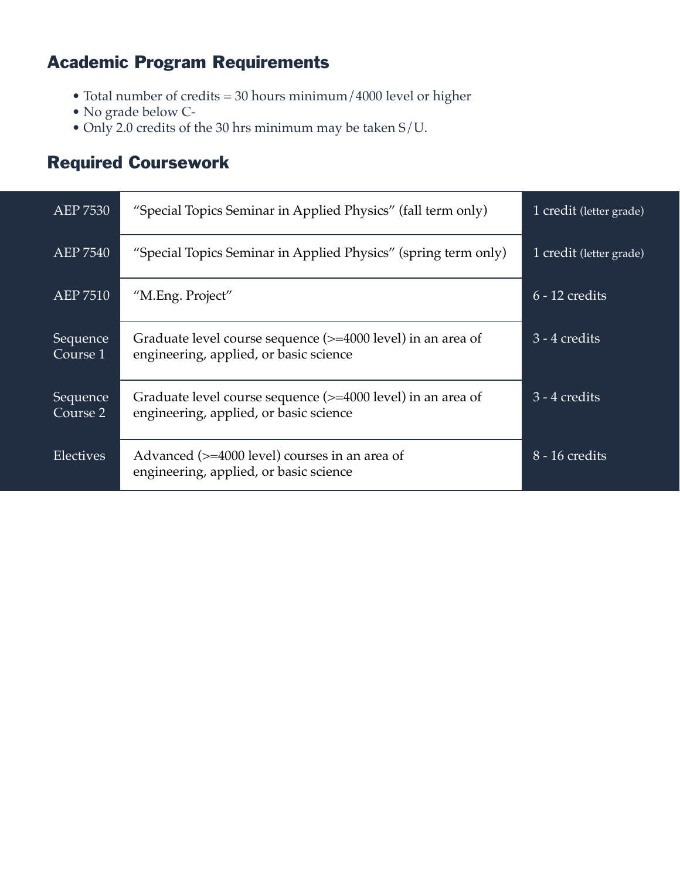## Academic Program Requirements

- Total number of credits = 30 hours minimum/4000 level or higher
- No grade below C-
- Only 2.0 credits of the 30 hrs minimum may be taken S/U.

## Required Coursework

| Course | Description | Credits |
| --- | --- | --- |
| AEP 7530 | "Special Topics Seminar in Applied Physics" (fall term only) | 1 credit (letter grade) |
| AEP 7540 | "Special Topics Seminar in Applied Physics" (spring term only) | 1 credit (letter grade) |
| AEP 7510 | "M.Eng. Project" | 6 - 12 credits |
| Sequence Course 1 | Graduate level course sequence (>=4000 level) in an area of engineering, applied, or basic science | 3 - 4 credits |
| Sequence Course 2 | Graduate level course sequence (>=4000 level) in an area of engineering, applied, or basic science | 3 - 4 credits |
| Electives | Advanced (>=4000 level) courses in an area of engineering, applied, or basic science | 8 - 16 credits |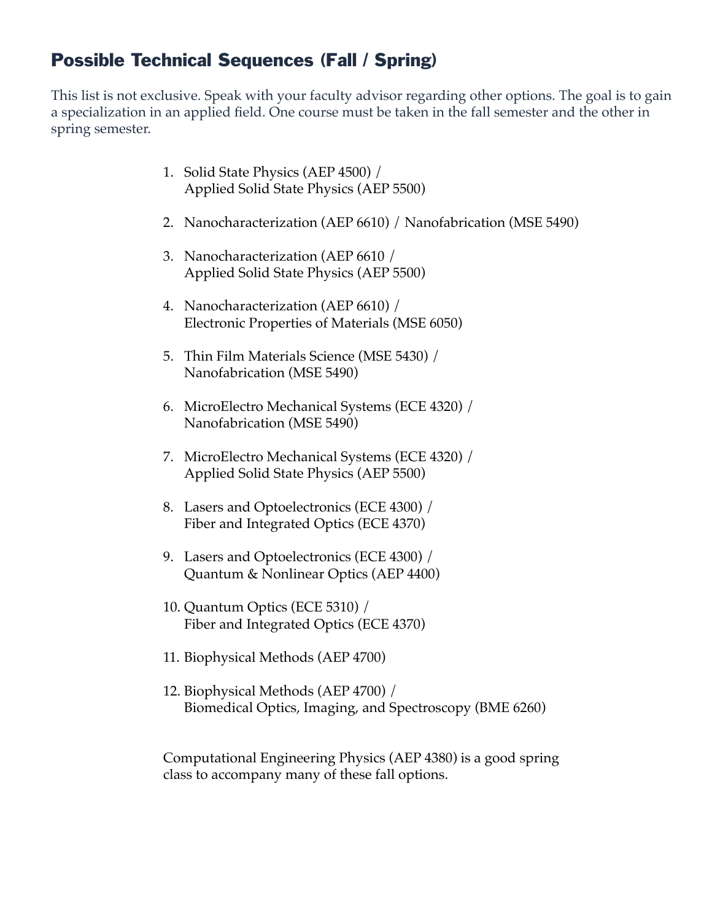## Possible Technical Sequences (Fall / Spring)

This list is not exclusive. Speak with your faculty advisor regarding other options. The goal is to gain a specialization in an applied field. One course must be taken in the fall semester and the other in spring semester.

1. Solid State Physics (AEP 4500) / Applied Solid State Physics (AEP 5500)
2. Nanocharacterization (AEP 6610) / Nanofabrication (MSE 5490)
3. Nanocharacterization (AEP 6610 / Applied Solid State Physics (AEP 5500)
4. Nanocharacterization (AEP 6610) / Electronic Properties of Materials (MSE 6050)
5. Thin Film Materials Science (MSE 5430) / Nanofabrication (MSE 5490)
6. MicroElectro Mechanical Systems (ECE 4320) / Nanofabrication (MSE 5490)
7. MicroElectro Mechanical Systems (ECE 4320) / Applied Solid State Physics (AEP 5500)
8. Lasers and Optoelectronics (ECE 4300) / Fiber and Integrated Optics (ECE 4370)
9. Lasers and Optoelectronics (ECE 4300) / Quantum & Nonlinear Optics (AEP 4400)
10. Quantum Optics (ECE 5310) / Fiber and Integrated Optics (ECE 4370)
11. Biophysical Methods (AEP 4700)
12. Biophysical Methods (AEP 4700) / Biomedical Optics, Imaging, and Spectroscopy (BME 6260)

Computational Engineering Physics (AEP 4380) is a good spring class to accompany many of these fall options.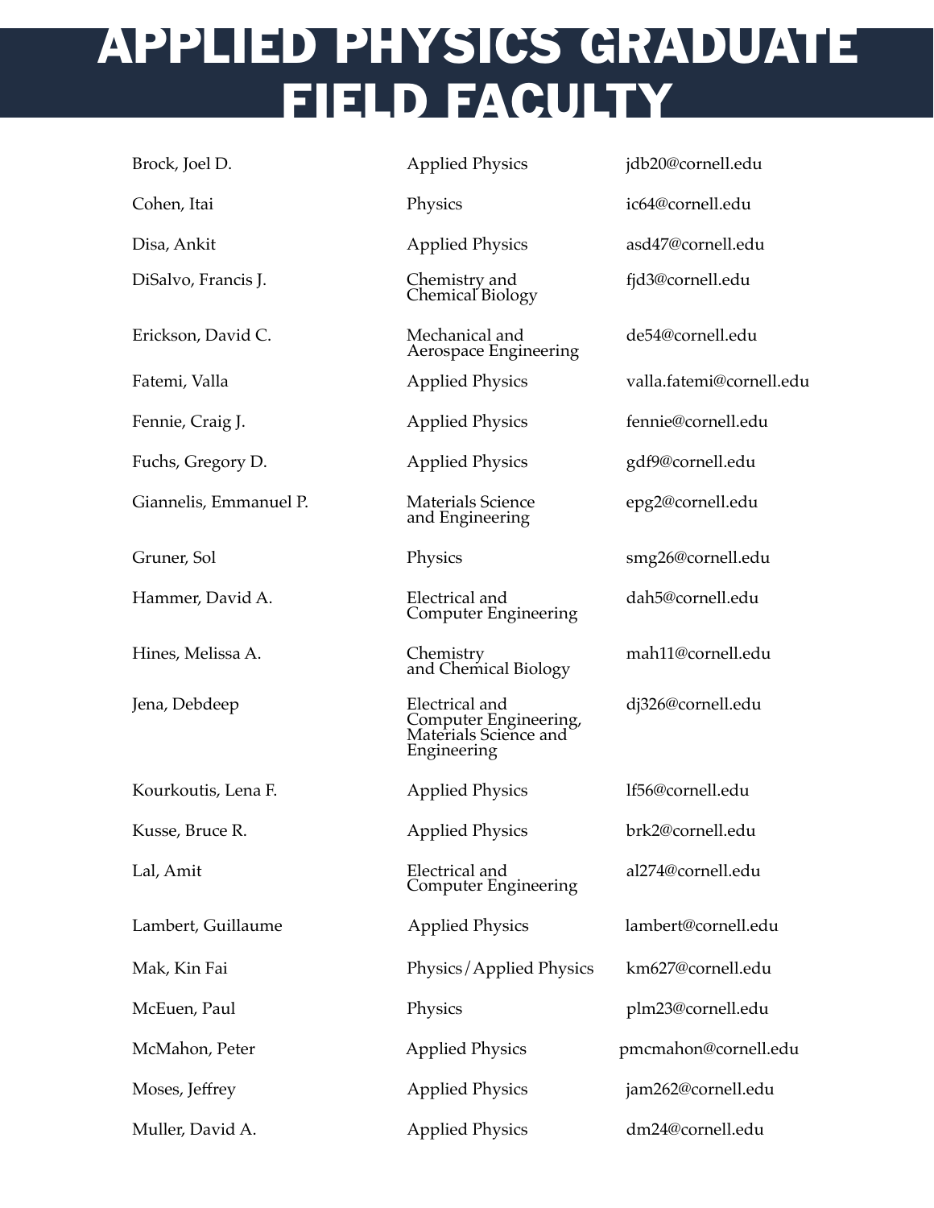# APPLIED PHYSICS GRADUATE FIELD FACULTY

| | | |
|---|---|---|
| Brock, Joel D. | Applied Physics | jdb20@cornell.edu |
| Cohen, Itai | Physics | ic64@cornell.edu |
| Disa, Ankit | Applied Physics | asd47@cornell.edu |
| DiSalvo, Francis J. | Chemistry and Chemical Biology | fjd3@cornell.edu |
| Erickson, David C. | Mechanical and Aerospace Engineering | de54@cornell.edu |
| Fatemi, Valla | Applied Physics | valla.fatemi@cornell.edu |
| Fennie, Craig J. | Applied Physics | fennie@cornell.edu |
| Fuchs, Gregory D. | Applied Physics | gdf9@cornell.edu |
| Giannelis, Emmanuel P. | Materials Science and Engineering | epg2@cornell.edu |
| Gruner, Sol | Physics | smg26@cornell.edu |
| Hammer, David A. | Electrical and Computer Engineering | dah5@cornell.edu |
| Hines, Melissa A. | Chemistry and Chemical Biology | mah11@cornell.edu |
| Jena, Debdeep | Electrical and Computer Engineering, Materials Science and Engineering | dj326@cornell.edu |
| Kourkoutis, Lena F. | Applied Physics | lf56@cornell.edu |
| Kusse, Bruce R. | Applied Physics | brk2@cornell.edu |
| Lal, Amit | Electrical and Computer Engineering | al274@cornell.edu |
| Lambert, Guillaume | Applied Physics | lambert@cornell.edu |
| Mak, Kin Fai | Physics/Applied Physics | km627@cornell.edu |
| McEuen, Paul | Physics | plm23@cornell.edu |
| McMahon, Peter | Applied Physics | pmcmahon@cornell.edu |
| Moses, Jeffrey | Applied Physics | jam262@cornell.edu |
| Muller, David A. | Applied Physics | dm24@cornell.edu |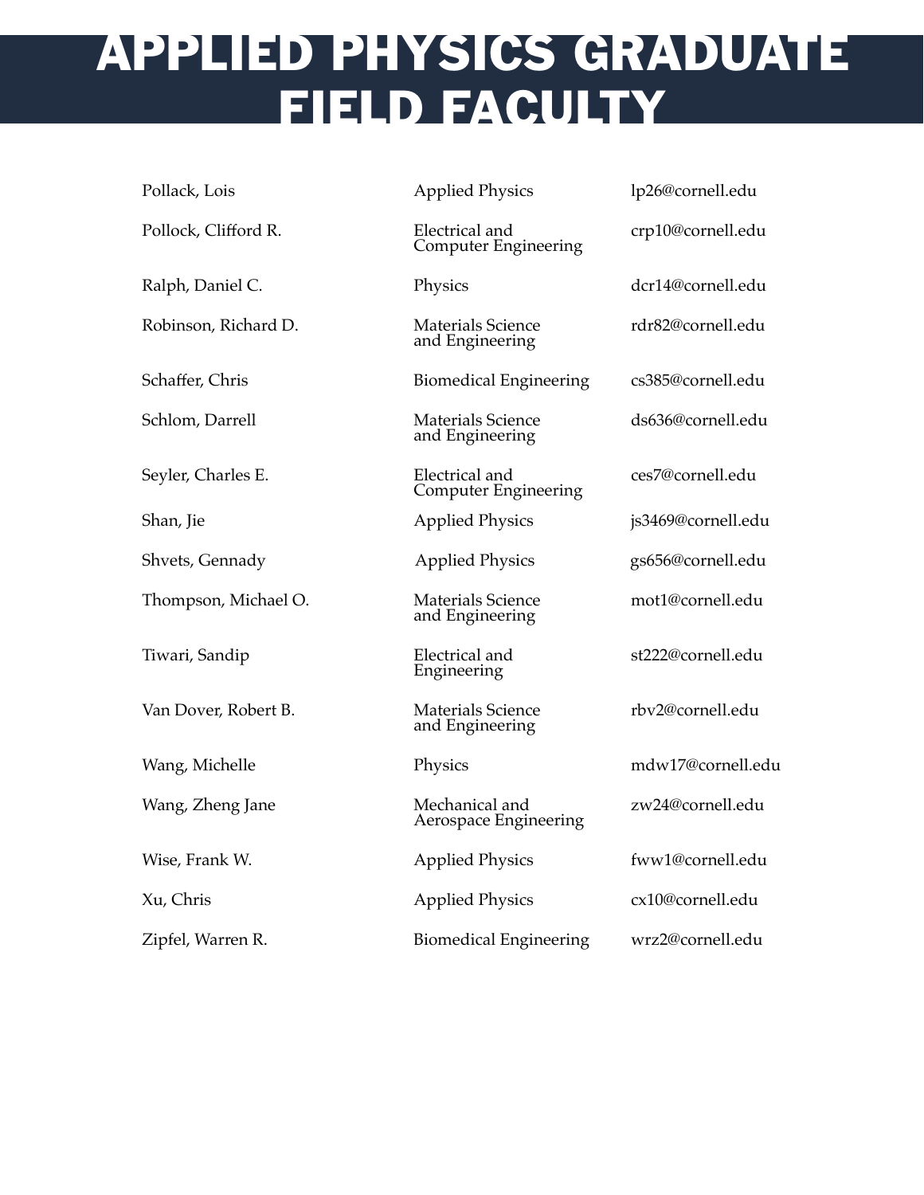# APPLIED PHYSICS GRADUATE FIELD FACULTY

| | | |
|---|---|---|
| Pollack, Lois | Applied Physics | lp26@cornell.edu |
| Pollock, Clifford R. | Electrical and Computer Engineering | crp10@cornell.edu |
| Ralph, Daniel C. | Physics | dcr14@cornell.edu |
| Robinson, Richard D. | Materials Science and Engineering | rdr82@cornell.edu |
| Schaffer, Chris | Biomedical Engineering | cs385@cornell.edu |
| Schlom, Darrell | Materials Science and Engineering | ds636@cornell.edu |
| Seyler, Charles E. | Electrical and Computer Engineering | ces7@cornell.edu |
| Shan, Jie | Applied Physics | js3469@cornell.edu |
| Shvets, Gennady | Applied Physics | gs656@cornell.edu |
| Thompson, Michael O. | Materials Science and Engineering | mot1@cornell.edu |
| Tiwari, Sandip | Electrical and Engineering | st222@cornell.edu |
| Van Dover, Robert B. | Materials Science and Engineering | rbv2@cornell.edu |
| Wang, Michelle | Physics | mdw17@cornell.edu |
| Wang, Zheng Jane | Mechanical and Aerospace Engineering | zw24@cornell.edu |
| Wise, Frank W. | Applied Physics | fww1@cornell.edu |
| Xu, Chris | Applied Physics | cx10@cornell.edu |
| Zipfel, Warren R. | Biomedical Engineering | wrz2@cornell.edu |